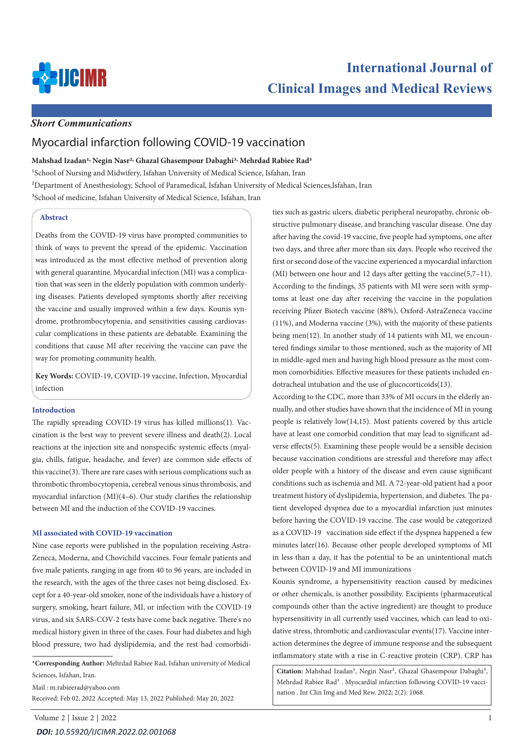*Short Communications*

# Myocardial infarction following COVID-19 vaccination

**Mahshad Izadan[1], Negin Nasr[2], Ghazal Ghasempour Dabaghi[3], Mehrdad Rabiee Rad[3]**

[1]School of Nursing and Midwifery, Isfahan University of Medical Science, Isfahan, Iran

[2]Department of Anesthesiology, School of Paramedical, Isfahan University of Medical Sciences,Isfahan, Iran

[3]School of medicine, Isfahan University of Medical Science, Isfahan, Iran

## Abstract

Deaths from the COVID-19 virus have prompted communities to think of ways to prevent the spread of the epidemic. Vaccination was introduced as the most effective method of prevention along with general quarantine. Myocardial infection (MI) was a complication that was seen in the elderly population with common underlying diseases. Patients developed symptoms shortly after receiving the vaccine and usually improved within a few days. Kounis syndrome, prothrombocytopenia, and sensitivities causing cardiovascular complications in these patients are debatable. Examining the conditions that cause MI after receiving the vaccine can pave the way for promoting community health.

**Key Words:** COVID-19, COVID-19 vaccine, Infection, Myocardial infection

## Introduction

The rapidly spreading COVID-19 virus has killed millions(1). Vaccination is the best way to prevent severe illness and death(2). Local reactions at the injection site and nonspecific systemic effects (myalgia, chills, fatigue, headache, and fever) are common side effects of this vaccine(3). There are rare cases with serious complications such as thrombotic thrombocytopenia, cerebral venous sinus thrombosis, and myocardial infarction (MI)(4–6). Our study clarifies the relationship between MI and the induction of the COVID-19 vaccines.

## MI associated with COVID-19 vaccination

Nine case reports were published in the population receiving AstraZeneca, Moderna, and Chovichild vaccines. Four female patients and five male patients, ranging in age from 40 to 96 years, are included in the research, with the ages of the three cases not being disclosed. Except for a 40-year-old smoker, none of the individuals have a history of surgery, smoking, heart failure, MI, or infection with the COVID-19 virus, and six SARS-COV-2 tests have come back negative. There's no medical history given in three of the cases. Four had diabetes and high blood pressure, two had dyslipidemia, and the rest had comorbidities such as gastric ulcers, diabetic peripheral neuropathy, chronic obstructive pulmonary disease, and branching vascular disease. One day after having the covid-19 vaccine, five people had symptoms, one after two days, and three after more than six days. People who received the first or second dose of the vaccine experienced a myocardial infarction (MI) between one hour and 12 days after getting the vaccine(5,7–11). According to the findings, 35 patients with MI were seen with symptoms at least one day after receiving the vaccine in the population receiving Pfizer Biotech vaccine (88%), Oxford-AstraZeneca vaccine (11%), and Moderna vaccine (3%), with the majority of these patients being men(12). In another study of 14 patients with MI, we encountered findings similar to those mentioned, such as the majority of MI in middle-aged men and having high blood pressure as the most common comorbidities. Effective measures for these patients included endotracheal intubation and the use of glucocorticoids(13).

According to the CDC, more than 33% of MI occurs in the elderly annually, and other studies have shown that the incidence of MI in young people is relatively low(14,15). Most patients covered by this article have at least one comorbid condition that may lead to significant adverse effects(5). Examining these people would be a sensible decision because vaccination conditions are stressful and therefore may affect older people with a history of the disease and even cause significant conditions such as ischemia and MI. A 72-year-old patient had a poor treatment history of dyslipidemia, hypertension, and diabetes. The patient developed dyspnea due to a myocardial infarction just minutes before having the COVID-19 vaccine. The case would be categorized as a COVID-19 vaccination side effect if the dyspnea happened a few minutes later(16). Because other people developed symptoms of MI in less than a day, it has the potential to be an unintentional match between COVID-19 and MI immunizations

Kounis syndrome, a hypersensitivity reaction caused by medicines or other chemicals, is another possibility. Excipients (pharmaceutical compounds other than the active ingredient) are thought to produce hypersensitivity in all currently used vaccines, which can lead to oxidative stress, thrombotic and cardiovascular events(17). Vaccine interaction determines the degree of immune response and the subsequent inflammatory state with a rise in C-reactive protein (CRP). CRP has

\***Corresponding Author:** Mehrdad Rabiee Rad, Isfahan university of Medical Sciences, Isfahan, Iran.

Mail : m.rabieerad@yahoo.com

Received: Feb 02, 2022 Accepted: May 13, 2022 Published: May 20, 2022

**Citation:** Mahshad Izadan[1], Negin Nasr[2], Ghazal Ghasempour Dabaghi[3], Mehrdad Rabiee Rad[3] . Myocardial infarction following COVID-19 vaccination . Int Clin Img and Med Rew. 2022; 2(2): 1068.

***DOI:** 10.55920/IJCIMR.2022.02.001068*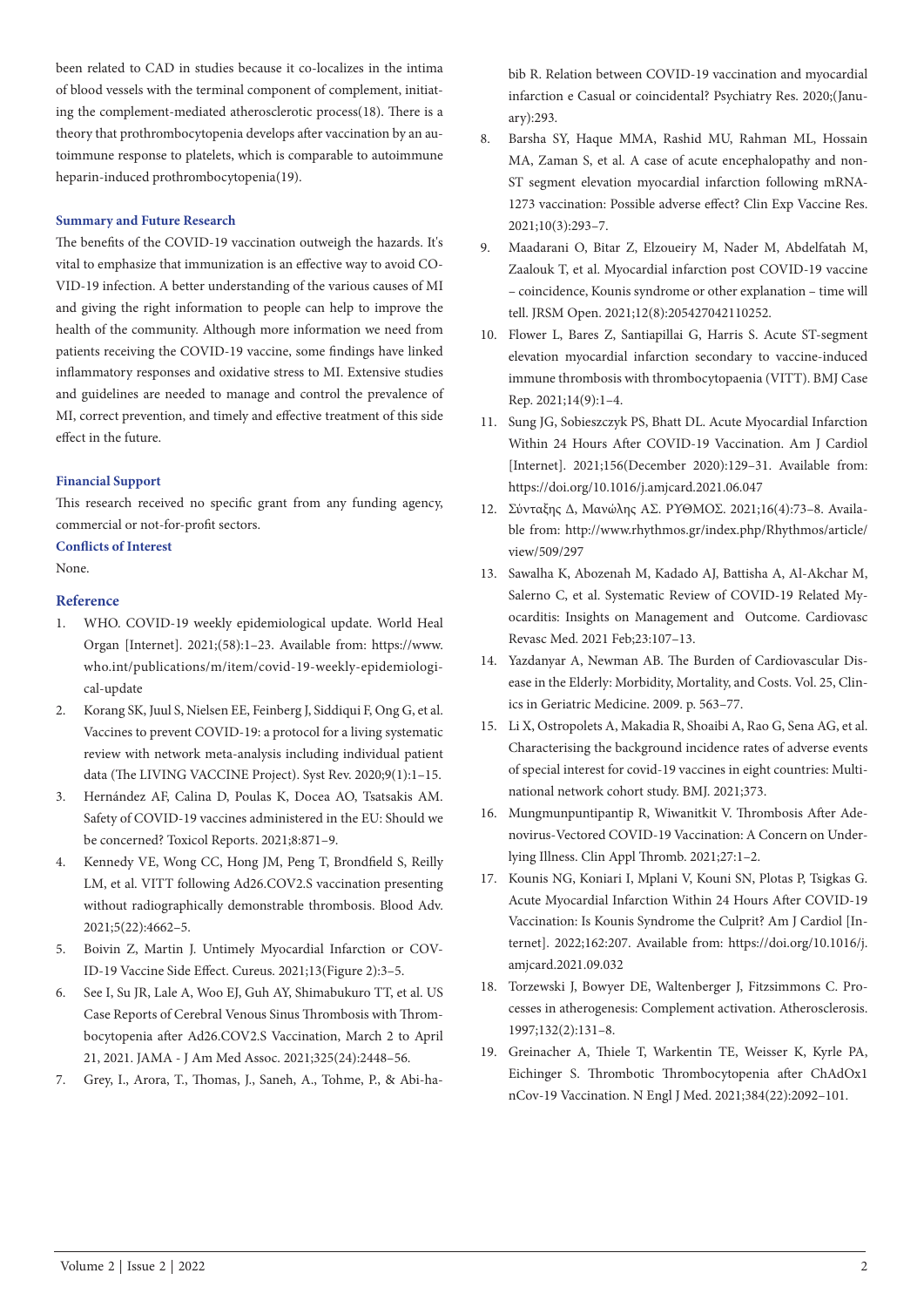been related to CAD in studies because it co-localizes in the intima of blood vessels with the terminal component of complement, initiating the complement-mediated atherosclerotic process(18). There is a theory that prothrombocytopenia develops after vaccination by an autoimmune response to platelets, which is comparable to autoimmune heparin-induced prothrombocytopenia(19).

### Summary and Future Research

The benefits of the COVID-19 vaccination outweigh the hazards. It's vital to emphasize that immunization is an effective way to avoid COVID-19 infection. A better understanding of the various causes of MI and giving the right information to people can help to improve the health of the community. Although more information we need from patients receiving the COVID-19 vaccine, some findings have linked inflammatory responses and oxidative stress to MI. Extensive studies and guidelines are needed to manage and control the prevalence of MI, correct prevention, and timely and effective treatment of this side effect in the future.

### Financial Support

This research received no specific grant from any funding agency, commercial or not-for-profit sectors.

### Conflicts of Interest

None.

## Reference

1. WHO. COVID-19 weekly epidemiological update. World Heal Organ [Internet]. 2021;(58):1–23. Available from: https://www.who.int/publications/m/item/covid-19-weekly-epidemiological-update
2. Korang SK, Juul S, Nielsen EE, Feinberg J, Siddiqui F, Ong G, et al. Vaccines to prevent COVID-19: a protocol for a living systematic review with network meta-analysis including individual patient data (The LIVING VACCINE Project). Syst Rev. 2020;9(1):1–15.
3. Hernández AF, Calina D, Poulas K, Docea AO, Tsatsakis AM. Safety of COVID-19 vaccines administered in the EU: Should we be concerned? Toxicol Reports. 2021;8:871–9.
4. Kennedy VE, Wong CC, Hong JM, Peng T, Brondfield S, Reilly LM, et al. VITT following Ad26.COV2.S vaccination presenting without radiographically demonstrable thrombosis. Blood Adv. 2021;5(22):4662–5.
5. Boivin Z, Martin J. Untimely Myocardial Infarction or COVID-19 Vaccine Side Effect. Cureus. 2021;13(Figure 2):3–5.
6. See I, Su JR, Lale A, Woo EJ, Guh AY, Shimabukuro TT, et al. US Case Reports of Cerebral Venous Sinus Thrombosis with Thrombocytopenia after Ad26.COV2.S Vaccination, March 2 to April 21, 2021. JAMA - J Am Med Assoc. 2021;325(24):2448–56.
7. Grey, I., Arora, T., Thomas, J., Saneh, A., Tohme, P., & Abi-habib R. Relation between COVID-19 vaccination and myocardial infarction e Casual or coincidental? Psychiatry Res. 2020;(January):293.
8. Barsha SY, Haque MMA, Rashid MU, Rahman ML, Hossain MA, Zaman S, et al. A case of acute encephalopathy and non-ST segment elevation myocardial infarction following mRNA-1273 vaccination: Possible adverse effect? Clin Exp Vaccine Res. 2021;10(3):293–7.
9. Maadarani O, Bitar Z, Elzoueiry M, Nader M, Abdelfatah M, Zaalouk T, et al. Myocardial infarction post COVID-19 vaccine – coincidence, Kounis syndrome or other explanation – time will tell. JRSM Open. 2021;12(8):205427042110252.
10. Flower L, Bares Z, Santiapillai G, Harris S. Acute ST-segment elevation myocardial infarction secondary to vaccine-induced immune thrombosis with thrombocytopaenia (VITT). BMJ Case Rep. 2021;14(9):1–4.
11. Sung JG, Sobieszczyk PS, Bhatt DL. Acute Myocardial Infarction Within 24 Hours After COVID-19 Vaccination. Am J Cardiol [Internet]. 2021;156(December 2020):129–31. Available from: https://doi.org/10.1016/j.amjcard.2021.06.047
12. Σύνταξης Δ, Μανώλης ΑΣ. ΡΥΘΜΟΣ. 2021;16(4):73–8. Available from: http://www.rhythmos.gr/index.php/Rhythmos/article/view/509/297
13. Sawalha K, Abozenah M, Kadado AJ, Battisha A, Al-Akchar M, Salerno C, et al. Systematic Review of COVID-19 Related Myocarditis: Insights on Management and Outcome. Cardiovasc Revasc Med. 2021 Feb;23:107–13.
14. Yazdanyar A, Newman AB. The Burden of Cardiovascular Disease in the Elderly: Morbidity, Mortality, and Costs. Vol. 25, Clinics in Geriatric Medicine. 2009. p. 563–77.
15. Li X, Ostropolets A, Makadia R, Shoaibi A, Rao G, Sena AG, et al. Characterising the background incidence rates of adverse events of special interest for covid-19 vaccines in eight countries: Multinational network cohort study. BMJ. 2021;373.
16. Mungmunpuntipantip R, Wiwanitkit V. Thrombosis After Adenovirus-Vectored COVID-19 Vaccination: A Concern on Underlying Illness. Clin Appl Thromb. 2021;27:1–2.
17. Kounis NG, Koniari I, Mplani V, Kouni SN, Plotas P, Tsigkas G. Acute Myocardial Infarction Within 24 Hours After COVID-19 Vaccination: Is Kounis Syndrome the Culprit? Am J Cardiol [Internet]. 2022;162:207. Available from: https://doi.org/10.1016/j.amjcard.2021.09.032
18. Torzewski J, Bowyer DE, Waltenberger J, Fitzsimmons C. Processes in atherogenesis: Complement activation. Atherosclerosis. 1997;132(2):131–8.
19. Greinacher A, Thiele T, Warkentin TE, Weisser K, Kyrle PA, Eichinger S. Thrombotic Thrombocytopenia after ChAdOx1 nCov-19 Vaccination. N Engl J Med. 2021;384(22):2092–101.